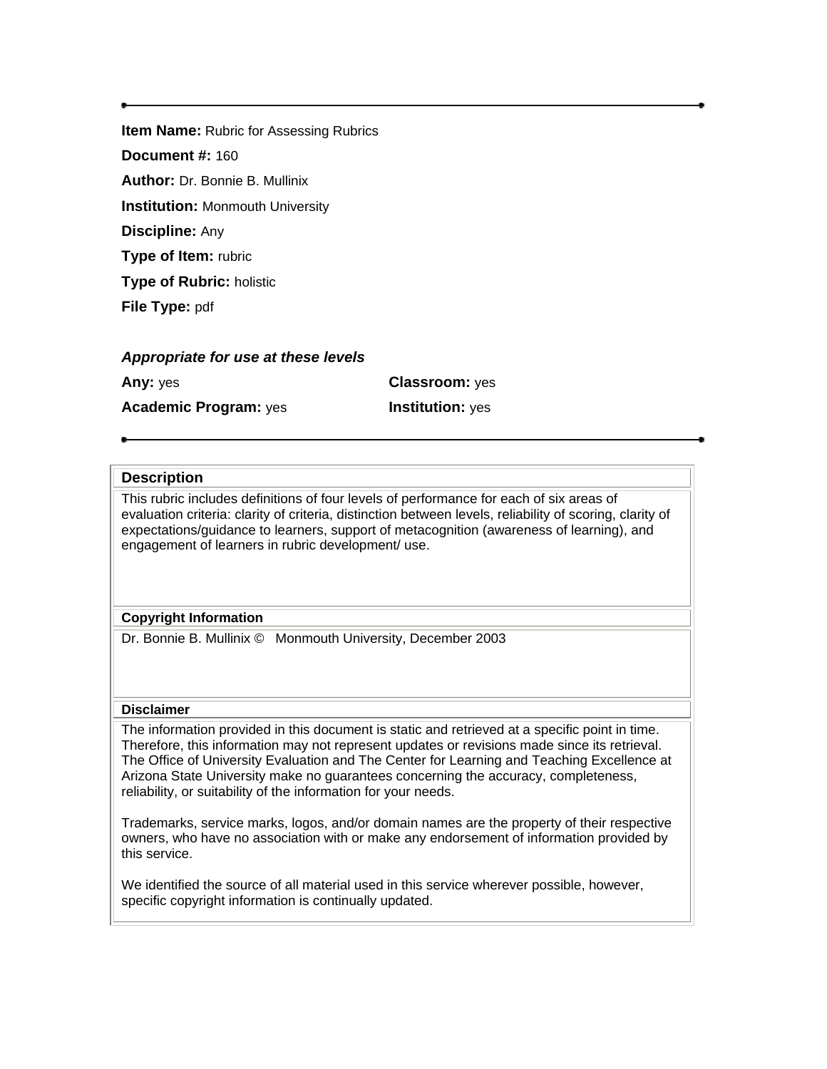---

**Item Name:** Rubric for Assessing Rubrics

**Document #:** 160

**Author:** Dr. Bonnie B. Mullinix

**Institution:** Monmouth University

**Discipline:** Any

**Type of Item:** rubric

**Type of Rubric:** holistic

**File Type:** pdf

***Appropriate for use at these levels***

**Any:** yes

**Classroom:** yes

**Academic Program:** yes

**Institution:** yes

---

**Description**

This rubric includes definitions of four levels of performance for each of six areas of evaluation criteria: clarity of criteria, distinction between levels, reliability of scoring, clarity of expectations/guidance to learners, support of metacognition (awareness of learning), and engagement of learners in rubric development/ use.

**Copyright Information**

Dr. Bonnie B. Mullinix © Monmouth University, December 2003

**Disclaimer**

The information provided in this document is static and retrieved at a specific point in time. Therefore, this information may not represent updates or revisions made since its retrieval. The Office of University Evaluation and The Center for Learning and Teaching Excellence at Arizona State University make no guarantees concerning the accuracy, completeness, reliability, or suitability of the information for your needs.

Trademarks, service marks, logos, and/or domain names are the property of their respective owners, who have no association with or make any endorsement of information provided by this service.

We identified the source of all material used in this service wherever possible, however, specific copyright information is continually updated.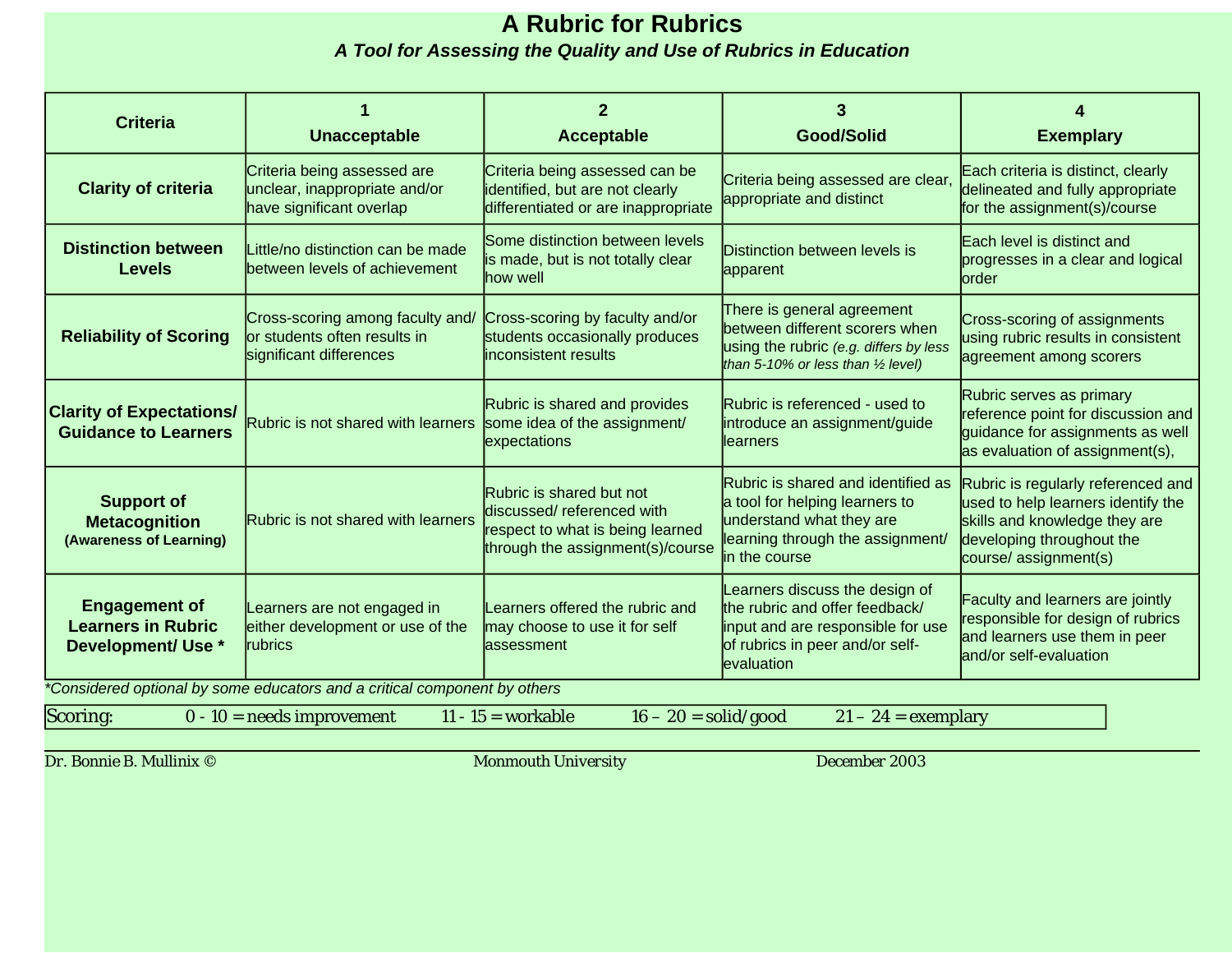# A Rubric for Rubrics

***A Tool for Assessing the Quality and Use of Rubrics in Education***

| Criteria | 1<br>Unacceptable | 2<br>Acceptable | 3<br>Good/Solid | 4<br>Exemplary |
|---|---|---|---|---|
| **Clarity of criteria** | Criteria being assessed are unclear, inappropriate and/or have significant overlap | Criteria being assessed can be identified, but are not clearly differentiated or are inappropriate | Criteria being assessed are clear, appropriate and distinct | Each criteria is distinct, clearly delineated and fully appropriate for the assignment(s)/course |
| **Distinction between Levels** | Little/no distinction can be made between levels of achievement | Some distinction between levels is made, but is not totally clear how well | Distinction between levels is apparent | Each level is distinct and progresses in a clear and logical order |
| **Reliability of Scoring** | Cross-scoring among faculty and/or students often results in significant differences | Cross-scoring by faculty and/or students occasionally produces inconsistent results | There is general agreement between different scorers when using the rubric *(e.g. differs by less than 5-10% or less than ½ level)* | Cross-scoring of assignments using rubric results in consistent agreement among scorers |
| **Clarity of Expectations/ Guidance to Learners** | Rubric is not shared with learners | Rubric is shared and provides some idea of the assignment/ expectations | Rubric is referenced - used to introduce an assignment/guide learners | Rubric serves as primary reference point for discussion and guidance for assignments as well as evaluation of assignment(s), |
| **Support of Metacognition (Awareness of Learning)** | Rubric is not shared with learners | Rubric is shared but not discussed/ referenced with respect to what is being learned through the assignment(s)/course | Rubric is shared and identified as a tool for helping learners to understand what they are learning through the assignment/ in the course | Rubric is regularly referenced and used to help learners identify the skills and knowledge they are developing throughout the course/ assignment(s) |
| **Engagement of Learners in Rubric Development/ Use *** | Learners are not engaged in either development or use of the rubrics | Learners offered the rubric and may choose to use it for self assessment | Learners discuss the design of the rubric and offer feedback/ input and are responsible for use of rubrics in peer and/or self-evaluation | Faculty and learners are jointly responsible for design of rubrics and learners use them in peer and/or self-evaluation |

*Considered optional by some educators and a critical component by others*

Scoring: 0 - 10 = needs improvement 11 - 15 = workable 16 – 20 = solid/good 21 – 24 = exemplary

Dr. Bonnie B. Mullinix © Monmouth University December 2003